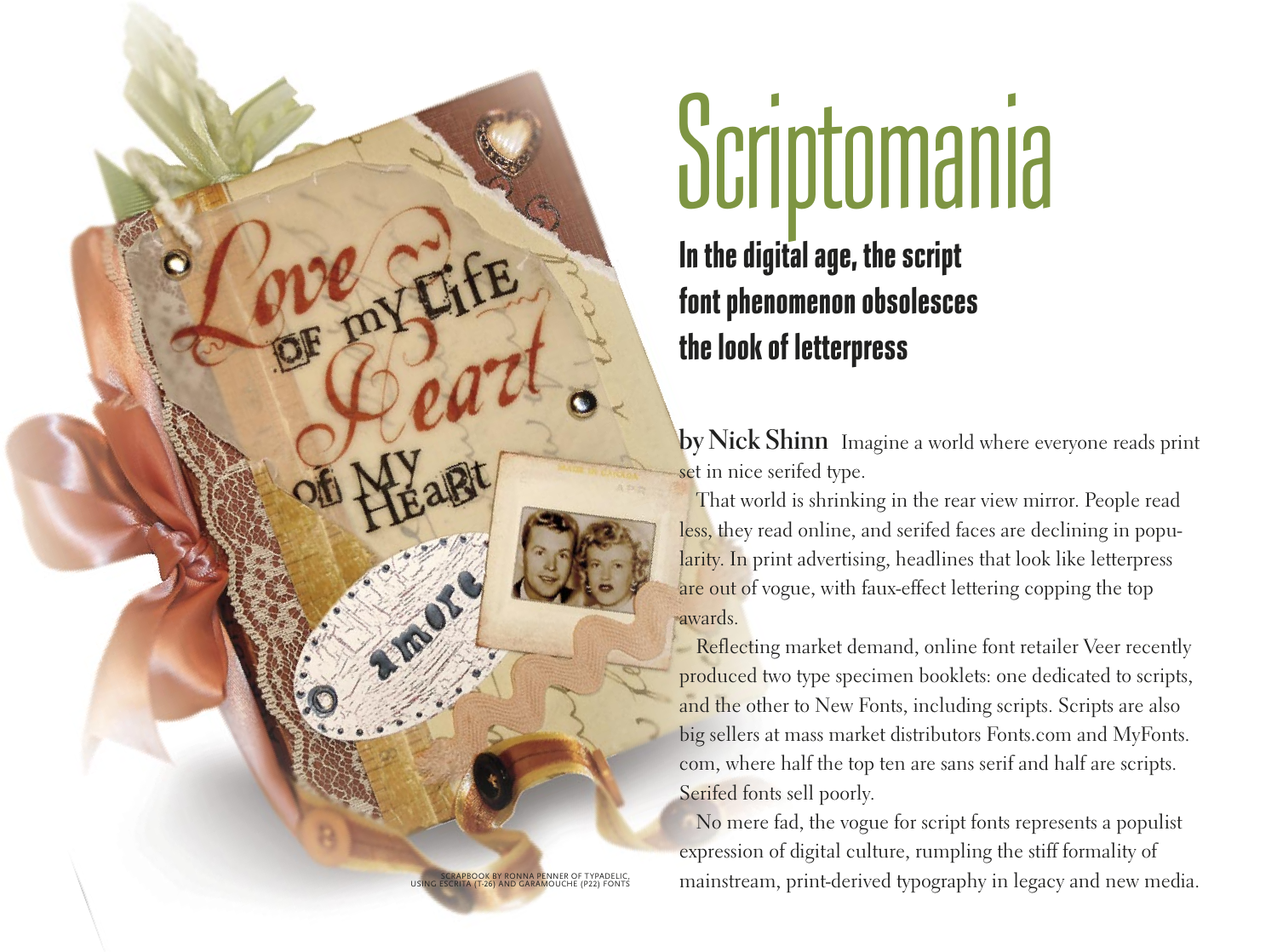# Scriptomania

## In the digital age, the script font phenomenon obsolesces the look of letterpress

SCRAPBOOK BY RONNA PENNER OF TYPADELIC, USING ESCRITA (T-26) AND GARAMOUCHE (P22) FONTS

**by Nick Shinn** Imagine a world where everyone reads print set in nice serifed type.

That world is shrinking in the rear view mirror. People read less, they read online, and serifed faces are declining in popularity. In print advertising, headlines that look like letterpress are out of vogue, with faux-effect lettering copping the top awards.

Reflecting market demand, online font retailer Veer recently produced two type specimen booklets: one dedicated to scripts, and the other to New Fonts, including scripts. Scripts are also big sellers at mass market distributors Fonts.com and MyFonts.com, where half the top ten are sans serif and half are scripts. Serifed fonts sell poorly.

No mere fad, the vogue for script fonts represents a populist expression of digital culture, rumpling the stiff formality of mainstream, print-derived typography in legacy and new media.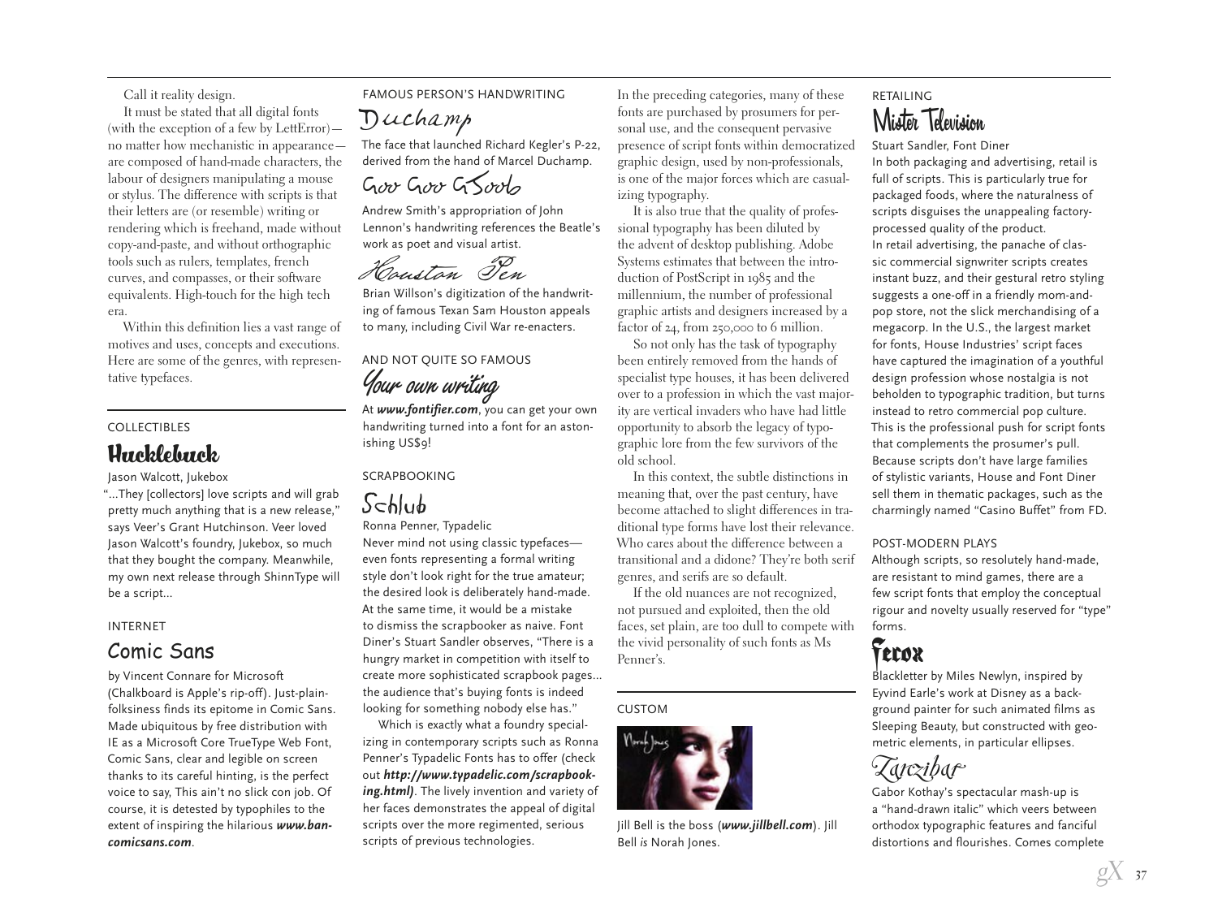Call it reality design.

It must be stated that all digital fonts (with the exception of a few by LettError)—no matter how mechanistic in appearance—are composed of hand-made characters, the labour of designers manipulating a mouse or stylus. The difference with scripts is that their letters are (or resemble) writing or rendering which is freehand, made without copy-and-paste, and without orthographic tools such as rulers, templates, french curves, and compasses, or their software equivalents. High-touch for the high tech era.

Within this definition lies a vast range of motives and uses, concepts and executions. Here are some of the genres, with representative typefaces.

### COLLECTIBLES

## Hucklebuck

Jason Walcott, Jukebox

"...They [collectors] love scripts and will grab pretty much anything that is a new release," says Veer's Grant Hutchinson. Veer loved Jason Walcott's foundry, Jukebox, so much that they bought the company. Meanwhile, my own next release through ShinnType will be a script...

### INTERNET

## Comic Sans

by Vincent Connare for Microsoft (Chalkboard is Apple's rip-off). Just-plain-folksiness finds its epitome in Comic Sans. Made ubiquitous by free distribution with IE as a Microsoft Core TrueType Web Font, Comic Sans, clear and legible on screen thanks to its careful hinting, is the perfect voice to say, This ain't no slick con job. Of course, it is detested by typophiles to the extent of inspiring the hilarious ***www.bancomicsans.com***.

### FAMOUS PERSON'S HANDWRITING

## Duchamp

The face that launched Richard Kegler's P-22, derived from the hand of Marcel Duchamp.

## Goo Goo G'Joob

Andrew Smith's appropriation of John Lennon's handwriting references the Beatle's work as poet and visual artist.

## Houston Pen

Brian Willson's digitization of the handwriting of famous Texan Sam Houston appeals to many, including Civil War re-enacters.

### AND NOT QUITE SO FAMOUS

## Your own writing

At ***www.fontifier.com***, you can get your own handwriting turned into a font for an astonishing US$9!

### SCRAPBOOKING

## Schlub

Ronna Penner, Typadelic

Never mind not using classic typefaces—even fonts representing a formal writing style don't look right for the true amateur; the desired look is deliberately hand-made. At the same time, it would be a mistake to dismiss the scrapbooker as naive. Font Diner's Stuart Sandler observes, "There is a hungry market in competition with itself to create more sophisticated scrapbook pages... the audience that's buying fonts is indeed looking for something nobody else has."

Which is exactly what a foundry specializing in contemporary scripts such as Ronna Penner's Typadelic Fonts has to offer (check out ***http://www.typadelic.com/scrapbooking.html)***. The lively invention and variety of her faces demonstrates the appeal of digital scripts over the more regimented, serious scripts of previous technologies.

In the preceding categories, many of these fonts are purchased by prosumers for personal use, and the consequent pervasive presence of script fonts within democratized graphic design, used by non-professionals, is one of the major forces which are casualizing typography.

It is also true that the quality of professional typography has been diluted by the advent of desktop publishing. Adobe Systems estimates that between the introduction of PostScript in 1985 and the millennium, the number of professional graphic artists and designers increased by a factor of 24, from 250,000 to 6 million.

So not only has the task of typography been entirely removed from the hands of specialist type houses, it has been delivered over to a profession in which the vast majority are vertical invaders who have had little opportunity to absorb the legacy of typographic lore from the few survivors of the old school.

In this context, the subtle distinctions in meaning that, over the past century, have become attached to slight differences in traditional type forms have lost their relevance. Who cares about the difference between a transitional and a didone? They're both serif genres, and serifs are so default.

If the old nuances are not recognized, not pursued and exploited, then the old faces, set plain, are too dull to compete with the vivid personality of such fonts as Ms Penner's.

### CUSTOM

Jill Bell is the boss (***www.jillbell.com***). Jill Bell *is* Norah Jones.

### RETAILING

## Mister Television

Stuart Sandler, Font Diner

In both packaging and advertising, retail is full of scripts. This is particularly true for packaged foods, where the naturalness of scripts disguises the unappealing factory-processed quality of the product.

In retail advertising, the panache of classic commercial signwriter scripts creates instant buzz, and their gestural retro styling suggests a one-off in a friendly mom-and-pop store, not the slick merchandising of a megacorp. In the U.S., the largest market for fonts, House Industries' script faces have captured the imagination of a youthful design profession whose nostalgia is not beholden to typographic tradition, but turns instead to retro commercial pop culture. This is the professional push for script fonts that complements the prosumer's pull. Because scripts don't have large families of stylistic variants, House and Font Diner sell them in thematic packages, such as the charmingly named "Casino Buffet" from FD.

### POST-MODERN PLAYS

Although scripts, so resolutely hand-made, are resistant to mind games, there are a few script fonts that employ the conceptual rigour and novelty usually reserved for "type" forms.

## Ferox

Blackletter by Miles Newlyn, inspired by Eyvind Earle's work at Disney as a background painter for such animated films as Sleeping Beauty, but constructed with geometric elements, in particular ellipses.

## Zanzibar

Gabor Kothay's spectacular mash-up is a "hand-drawn italic" which veers between orthodox typographic features and fanciful distortions and flourishes. Comes complete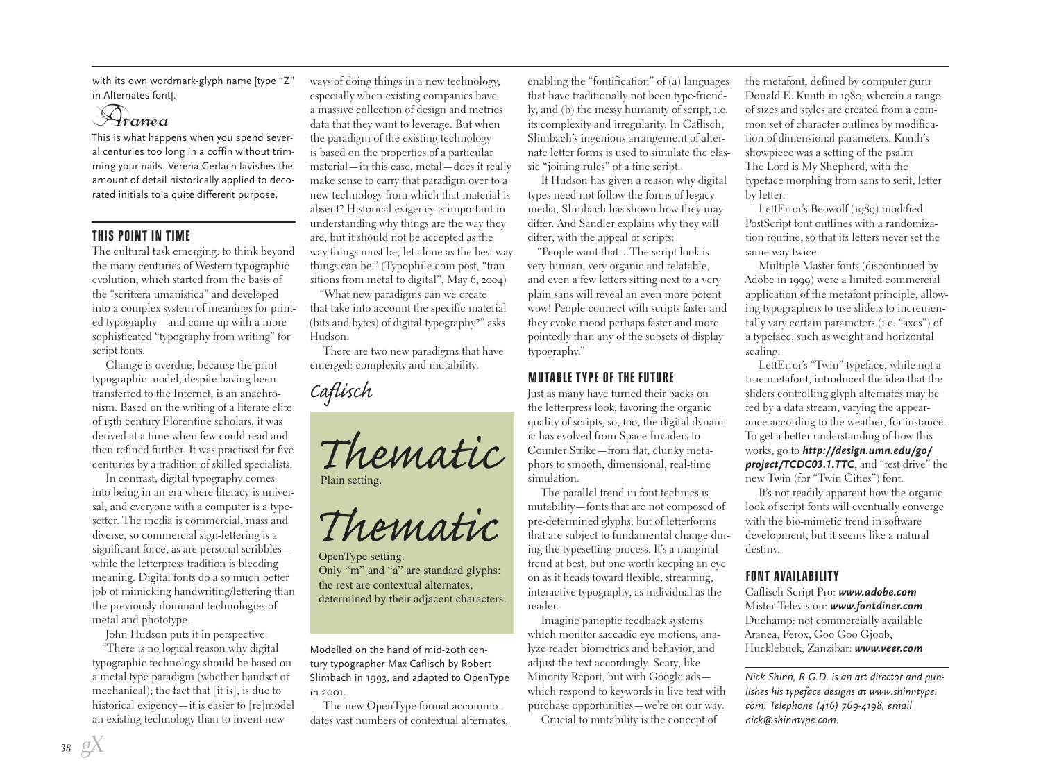with its own wordmark-glyph name [type "Z" in Alternates font].

Aranea

This is what happens when you spend several centuries too long in a coffin without trimming your nails. Verena Gerlach lavishes the amount of detail historically applied to decorated initials to a quite different purpose.

## THIS POINT IN TIME

The cultural task emerging: to think beyond the many centuries of Western typographic evolution, which started from the basis of the "scrittera umanistica" and developed into a complex system of meanings for printed typography—and come up with a more sophisticated "typography from writing" for script fonts.

Change is overdue, because the print typographic model, despite having been transferred to the Internet, is an anachronism. Based on the writing of a literate elite of 15th century Florentine scholars, it was derived at a time when few could read and then refined further. It was practised for five centuries by a tradition of skilled specialists.

In contrast, digital typography comes into being in an era where literacy is universal, and everyone with a computer is a typesetter. The media is commercial, mass and diverse, so commercial sign-lettering is a significant force, as are personal scribbles—while the letterpress tradition is bleeding meaning. Digital fonts do a so much better job of mimicking handwriting/lettering than the previously dominant technologies of metal and phototype.

John Hudson puts it in perspective:

"There is no logical reason why digital typographic technology should be based on a metal type paradigm (whether handset or mechanical); the fact that [it is], is due to historical exigency—it is easier to [re]model an existing technology than to invent new ways of doing things in a new technology, especially when existing companies have a massive collection of design and metrics data that they want to leverage. But when the paradigm of the existing technology is based on the properties of a particular material—in this case, metal—does it really make sense to carry that paradigm over to a new technology from which that material is absent? Historical exigency is important in understanding why things are the way they are, but it should not be accepted as the way things must be, let alone as the best way things can be." (Typophile.com post, "transitions from metal to digital", May 6, 2004)

"What new paradigms can we create that take into account the specific material (bits and bytes) of digital typography?" asks Hudson.

There are two new paradigms that have emerged: complexity and mutability.

Caflisch

Thematic

Plain setting.

Thematic

OpenType setting.
Only "m" and "a" are standard glyphs: the rest are contextual alternates, determined by their adjacent characters.

Modelled on the hand of mid-20th century typographer Max Caflisch by Robert Slimbach in 1993, and adapted to OpenType in 2001.

The new OpenType format accommodates vast numbers of contextual alternates, enabling the "fontification" of (a) languages that have traditionally not been type-friendly, and (b) the messy humanity of script, i.e. its complexity and irregularity. In Caflisch, Slimbach's ingenious arrangement of alternate letter forms is used to simulate the classic "joining rules" of a fine script.

If Hudson has given a reason why digital types need not follow the forms of legacy media, Slimbach has shown how they may differ. And Sandler explains why they will differ, with the appeal of scripts:

"People want that…The script look is very human, very organic and relatable, and even a few letters sitting next to a very plain sans will reveal an even more potent wow! People connect with scripts faster and they evoke mood perhaps faster and more pointedly than any of the subsets of display typography."

## MUTABLE TYPE OF THE FUTURE

Just as many have turned their backs on the letterpress look, favoring the organic quality of scripts, so, too, the digital dynamic has evolved from Space Invaders to Counter Strike—from flat, clunky metaphors to smooth, dimensional, real-time simulation.

The parallel trend in font technics is mutability—fonts that are not composed of pre-determined glyphs, but of letterforms that are subject to fundamental change during the typesetting process. It's a marginal trend at best, but one worth keeping an eye on as it heads toward flexible, streaming, interactive typography, as individual as the reader.

Imagine panoptic feedback systems which monitor saccadic eye motions, analyze reader biometrics and behavior, and adjust the text accordingly. Scary, like Minority Report, but with Google ads—which respond to keywords in live text with purchase opportunities—we're on our way.

Crucial to mutability is the concept of the metafont, defined by computer guru Donald E. Knuth in 1980, wherein a range of sizes and styles are created from a common set of character outlines by modification of dimensional parameters. Knuth's showpiece was a setting of the psalm The Lord is My Shepherd, with the typeface morphing from sans to serif, letter by letter.

LettError's Beowolf (1989) modified PostScript font outlines with a randomization routine, so that its letters never set the same way twice.

Multiple Master fonts (discontinued by Adobe in 1999) were a limited commercial application of the metafont principle, allowing typographers to use sliders to incrementally vary certain parameters (i.e. "axes") of a typeface, such as weight and horizontal scaling.

LettError's "Twin" typeface, while not a true metafont, introduced the idea that the sliders controlling glyph alternates may be fed by a data stream, varying the appearance according to the weather, for instance. To get a better understanding of how this works, go to ***http://design.umn.edu/go/project/TCDC03.1.TTC***, and "test drive" the new Twin (for "Twin Cities") font.

It's not readily apparent how the organic look of script fonts will eventually converge with the bio-mimetic trend in software development, but it seems like a natural destiny.

## FONT AVAILABILITY

Caflisch Script Pro: ***www.adobe.com***
Mister Television: ***www.fontdiner.com***
Duchamp: not commercially available
Aranea, Ferox, Goo Goo Gjoob, Hucklebuck, Zanzibar: ***www.veer.com***

*Nick Shinn, R.G.D. is an art director and publishes his typeface designs at www.shinntype.com. Telephone (416) 769-4198, email nick@shinntype.com.*